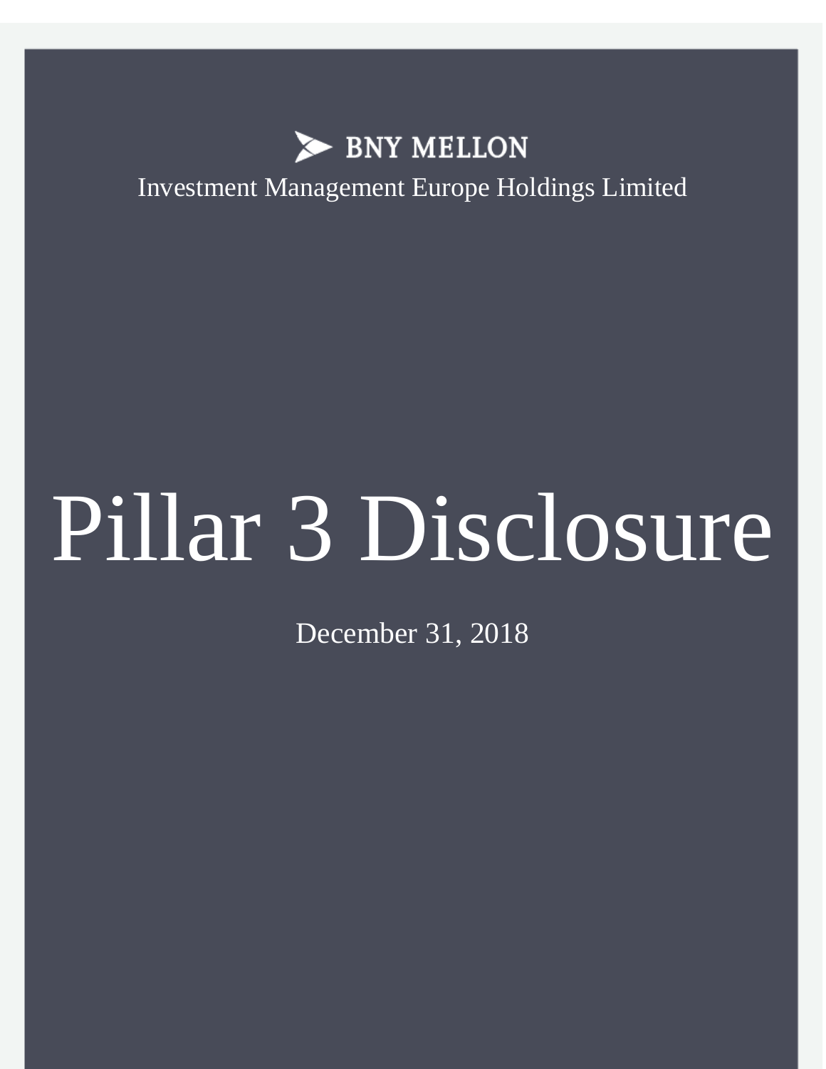BNY MELLON

Investment Management Europe Holdings Limited

# Pillar 3 Disclosure

December 31, 2018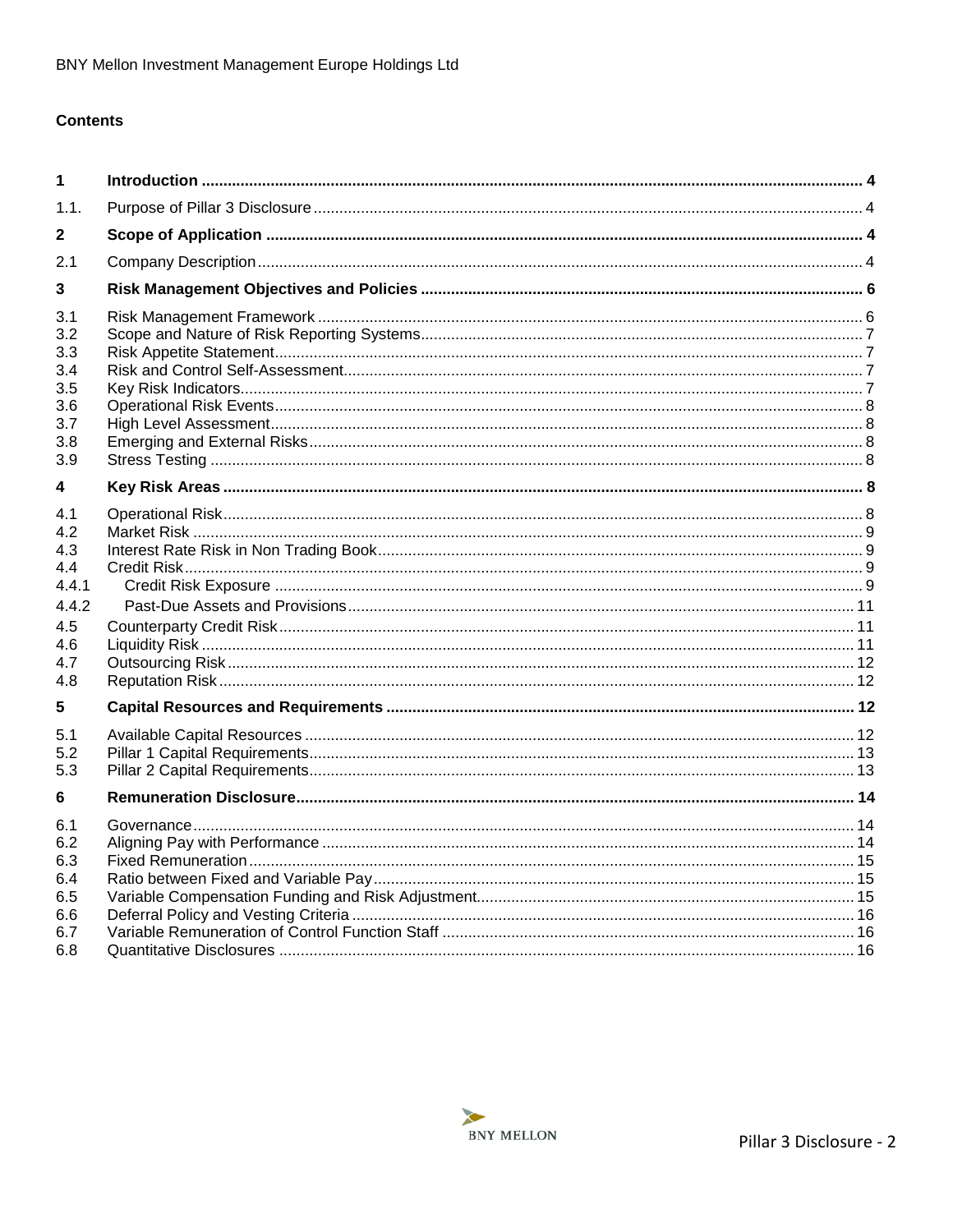## Contents

| | | |
|---|---|---|
| **1** | **Introduction** | **4** |
| 1.1. | Purpose of Pillar 3 Disclosure | 4 |
| **2** | **Scope of Application** | **4** |
| 2.1 | Company Description | 4 |
| **3** | **Risk Management Objectives and Policies** | **6** |
| 3.1 | Risk Management Framework | 6 |
| 3.2 | Scope and Nature of Risk Reporting Systems | 7 |
| 3.3 | Risk Appetite Statement | 7 |
| 3.4 | Risk and Control Self-Assessment | 7 |
| 3.5 | Key Risk Indicators | 7 |
| 3.6 | Operational Risk Events | 8 |
| 3.7 | High Level Assessment | 8 |
| 3.8 | Emerging and External Risks | 8 |
| 3.9 | Stress Testing | 8 |
| **4** | **Key Risk Areas** | **8** |
| 4.1 | Operational Risk | 8 |
| 4.2 | Market Risk | 9 |
| 4.3 | Interest Rate Risk in Non Trading Book | 9 |
| 4.4 | Credit Risk | 9 |
| 4.4.1 | Credit Risk Exposure | 9 |
| 4.4.2 | Past-Due Assets and Provisions | 11 |
| 4.5 | Counterparty Credit Risk | 11 |
| 4.6 | Liquidity Risk | 11 |
| 4.7 | Outsourcing Risk | 12 |
| 4.8 | Reputation Risk | 12 |
| **5** | **Capital Resources and Requirements** | **12** |
| 5.1 | Available Capital Resources | 12 |
| 5.2 | Pillar 1 Capital Requirements | 13 |
| 5.3 | Pillar 2 Capital Requirements | 13 |
| **6** | **Remuneration Disclosure** | **14** |
| 6.1 | Governance | 14 |
| 6.2 | Aligning Pay with Performance | 14 |
| 6.3 | Fixed Remuneration | 15 |
| 6.4 | Ratio between Fixed and Variable Pay | 15 |
| 6.5 | Variable Compensation Funding and Risk Adjustment | 15 |
| 6.6 | Deferral Policy and Vesting Criteria | 16 |
| 6.7 | Variable Remuneration of Control Function Staff | 16 |
| 6.8 | Quantitative Disclosures | 16 |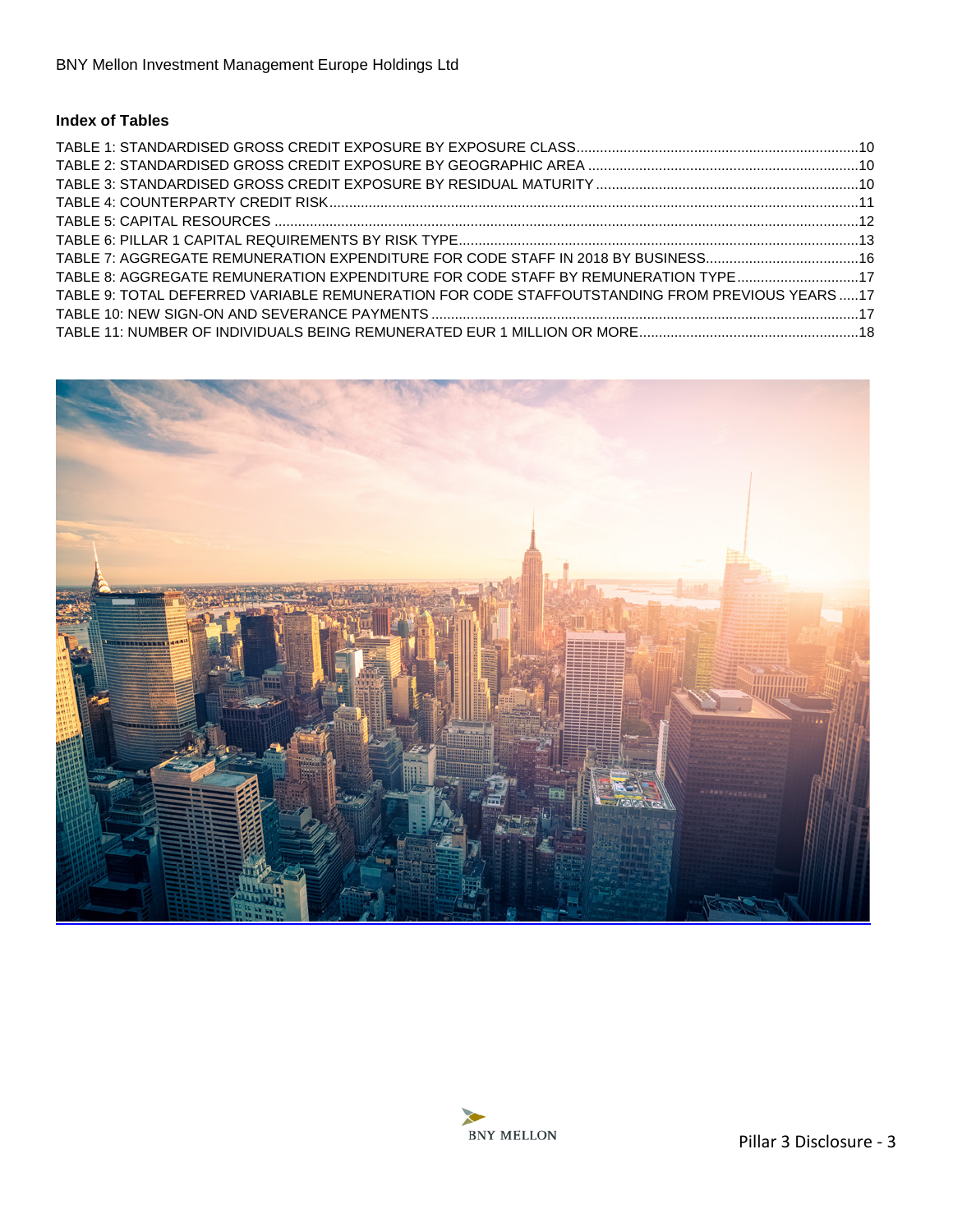### Index of Tables

TABLE 1: STANDARDISED GROSS CREDIT EXPOSURE BY EXPOSURE CLASS....10
TABLE 2: STANDARDISED GROSS CREDIT EXPOSURE BY GEOGRAPHIC AREA....10
TABLE 3: STANDARDISED GROSS CREDIT EXPOSURE BY RESIDUAL MATURITY....10
TABLE 4: COUNTERPARTY CREDIT RISK....11
TABLE 5: CAPITAL RESOURCES....12
TABLE 6: PILLAR 1 CAPITAL REQUIREMENTS BY RISK TYPE....13
TABLE 7: AGGREGATE REMUNERATION EXPENDITURE FOR CODE STAFF IN 2018 BY BUSINESS....16
TABLE 8: AGGREGATE REMUNERATION EXPENDITURE FOR CODE STAFF BY REMUNERATION TYPE....17
TABLE 9: TOTAL DEFERRED VARIABLE REMUNERATION FOR CODE STAFFOUTSTANDING FROM PREVIOUS YEARS....17
TABLE 10: NEW SIGN-ON AND SEVERANCE PAYMENTS....17
TABLE 11: NUMBER OF INDIVIDUALS BEING REMUNERATED EUR 1 MILLION OR MORE....18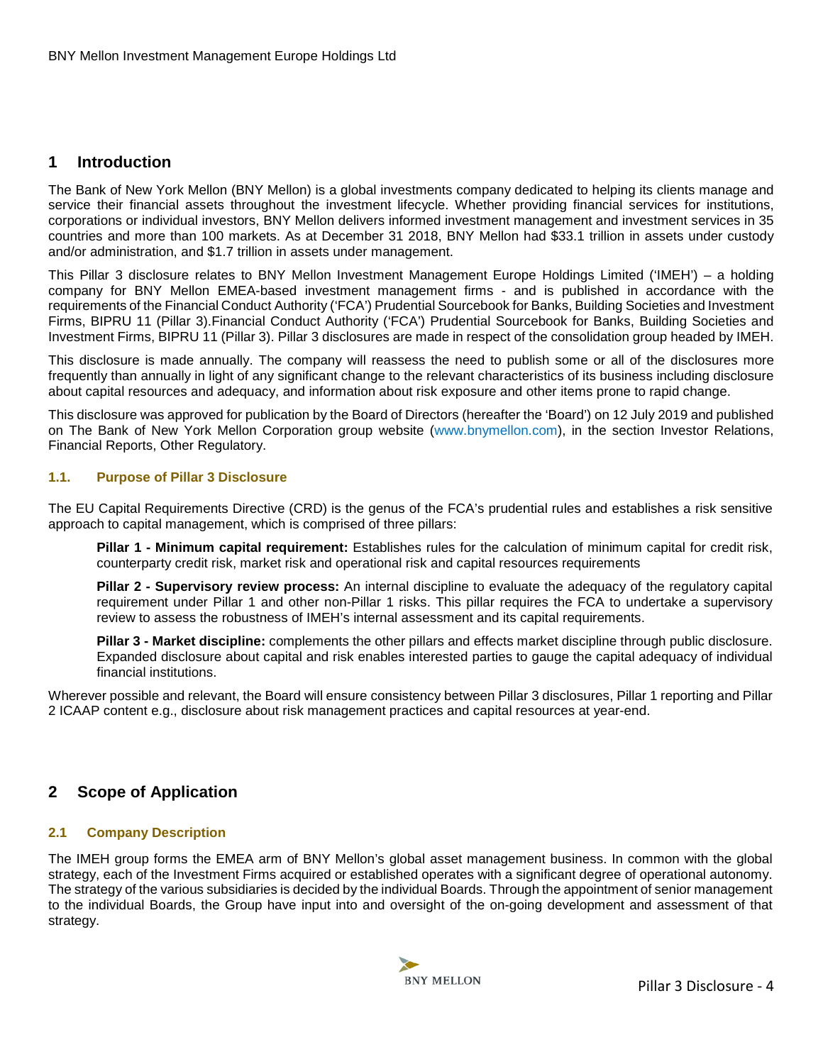# 1 Introduction

The Bank of New York Mellon (BNY Mellon) is a global investments company dedicated to helping its clients manage and service their financial assets throughout the investment lifecycle. Whether providing financial services for institutions, corporations or individual investors, BNY Mellon delivers informed investment management and investment services in 35 countries and more than 100 markets. As at December 31 2018, BNY Mellon had $33.1 trillion in assets under custody and/or administration, and $1.7 trillion in assets under management.

This Pillar 3 disclosure relates to BNY Mellon Investment Management Europe Holdings Limited ('IMEH') – a holding company for BNY Mellon EMEA-based investment management firms - and is published in accordance with the requirements of the Financial Conduct Authority ('FCA') Prudential Sourcebook for Banks, Building Societies and Investment Firms, BIPRU 11 (Pillar 3).Financial Conduct Authority ('FCA') Prudential Sourcebook for Banks, Building Societies and Investment Firms, BIPRU 11 (Pillar 3). Pillar 3 disclosures are made in respect of the consolidation group headed by IMEH.

This disclosure is made annually. The company will reassess the need to publish some or all of the disclosures more frequently than annually in light of any significant change to the relevant characteristics of its business including disclosure about capital resources and adequacy, and information about risk exposure and other items prone to rapid change.

This disclosure was approved for publication by the Board of Directors (hereafter the 'Board') on 12 July 2019 and published on The Bank of New York Mellon Corporation group website (www.bnymellon.com), in the section Investor Relations, Financial Reports, Other Regulatory.

### 1.1. Purpose of Pillar 3 Disclosure

The EU Capital Requirements Directive (CRD) is the genus of the FCA's prudential rules and establishes a risk sensitive approach to capital management, which is comprised of three pillars:

**Pillar 1 - Minimum capital requirement:** Establishes rules for the calculation of minimum capital for credit risk, counterparty credit risk, market risk and operational risk and capital resources requirements

**Pillar 2 - Supervisory review process:** An internal discipline to evaluate the adequacy of the regulatory capital requirement under Pillar 1 and other non-Pillar 1 risks. This pillar requires the FCA to undertake a supervisory review to assess the robustness of IMEH's internal assessment and its capital requirements.

**Pillar 3 - Market discipline:** complements the other pillars and effects market discipline through public disclosure. Expanded disclosure about capital and risk enables interested parties to gauge the capital adequacy of individual financial institutions.

Wherever possible and relevant, the Board will ensure consistency between Pillar 3 disclosures, Pillar 1 reporting and Pillar 2 ICAAP content e.g., disclosure about risk management practices and capital resources at year-end.

# 2 Scope of Application

### 2.1 Company Description

The IMEH group forms the EMEA arm of BNY Mellon's global asset management business. In common with the global strategy, each of the Investment Firms acquired or established operates with a significant degree of operational autonomy. The strategy of the various subsidiaries is decided by the individual Boards. Through the appointment of senior management to the individual Boards, the Group have input into and oversight of the on-going development and assessment of that strategy.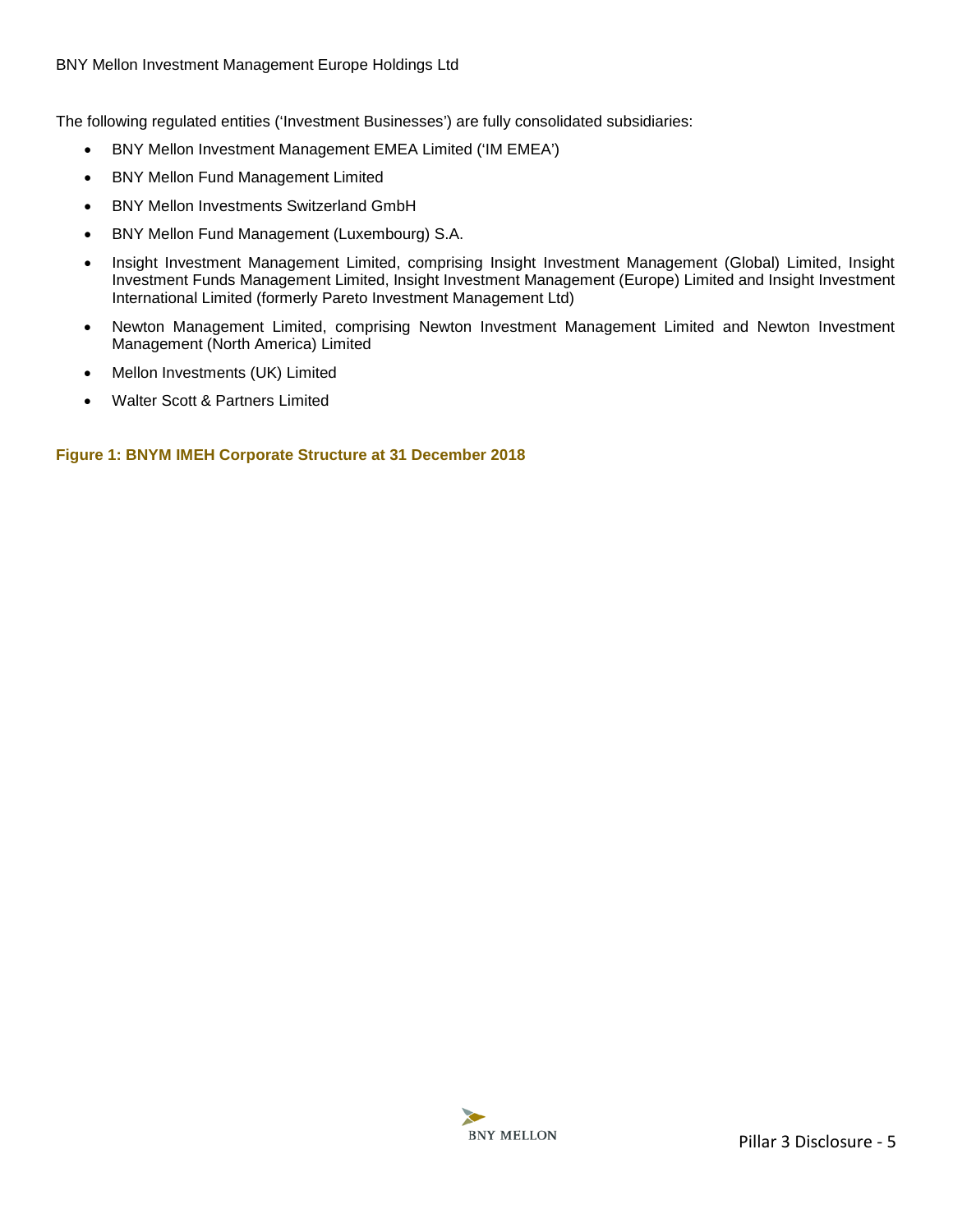The following regulated entities ('Investment Businesses') are fully consolidated subsidiaries:

- BNY Mellon Investment Management EMEA Limited ('IM EMEA')
- BNY Mellon Fund Management Limited
- BNY Mellon Investments Switzerland GmbH
- BNY Mellon Fund Management (Luxembourg) S.A.
- Insight Investment Management Limited, comprising Insight Investment Management (Global) Limited, Insight Investment Funds Management Limited, Insight Investment Management (Europe) Limited and Insight Investment International Limited (formerly Pareto Investment Management Ltd)
- Newton Management Limited, comprising Newton Investment Management Limited and Newton Investment Management (North America) Limited
- Mellon Investments (UK) Limited
- Walter Scott & Partners Limited

**Figure 1: BNYM IMEH Corporate Structure at 31 December 2018**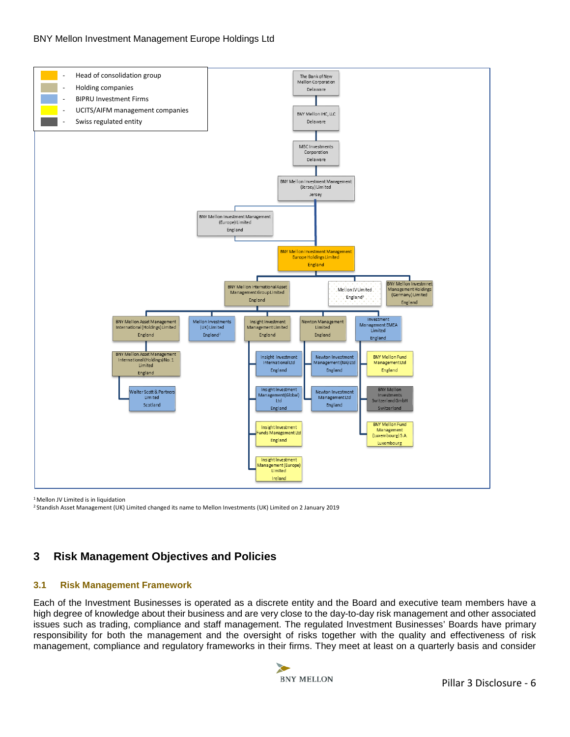| | | |
|---|---|---|
| | - | Head of consolidation group |
| | - | Holding companies |
| | - | BIPRU Investment Firms |
| | - | UCITS/AIFM management companies |
| | - | Swiss regulated entity |

The Bank of New Mellon Corporation, Delaware

BNY Mellon IHC, LLC, Delaware

MBC Investments Corporation, Delaware

BNY Mellon Investment Management (Jersey) Limited, Jersey

BNY Mellon Investment Management (Europe) Limited, England

BNY Mellon Investment Management Europe Holdings Limited, England

BNY Mellon International Asset Management Group Limited, England

Mellon JV Limited, England[1]

BNY Mellon Investmnet Management Holdings (Germany) Limited, England

BNY Mellon Asset Management International (Holdings) Limited, England

Mellon Investments (UK) Limited, England[2]

Insight Investment Management Limited, England

Newton Management Limited, England

Investment Management EMEA Limited, England

BNY Mellon Asset Management International (Holdings) No. 1 Limited, England

Walter Scott & Partners Limited, Scotland

Insight Investment International Ltd, England

Insight Investment Management (Global) Ltd, England

Insight Investment Funds Management Ltd, England

Insight Investment Management (Europe) Limited, Ireland

Newton Investment Management (NA) Ltd, England

Newton Investment Management Ltd, England

BNY Mellon Fund Management Ltd, England

BNY Mellon Investments Switzerland GmbH, Switzerland

BNY Mellon Fund Management (Luxembourg) S.A., Luxembourg

[1] Mellon JV Limited is in liquidation

[2] Standish Asset Management (UK) Limited changed its name to Mellon Investments (UK) Limited on 2 January 2019

# 3 Risk Management Objectives and Policies

## 3.1 Risk Management Framework

Each of the Investment Businesses is operated as a discrete entity and the Board and executive team members have a high degree of knowledge about their business and are very close to the day-to-day risk management and other associated issues such as trading, compliance and staff management. The regulated Investment Businesses' Boards have primary responsibility for both the management and the oversight of risks together with the quality and effectiveness of risk management, compliance and regulatory frameworks in their firms. They meet at least on a quarterly basis and consider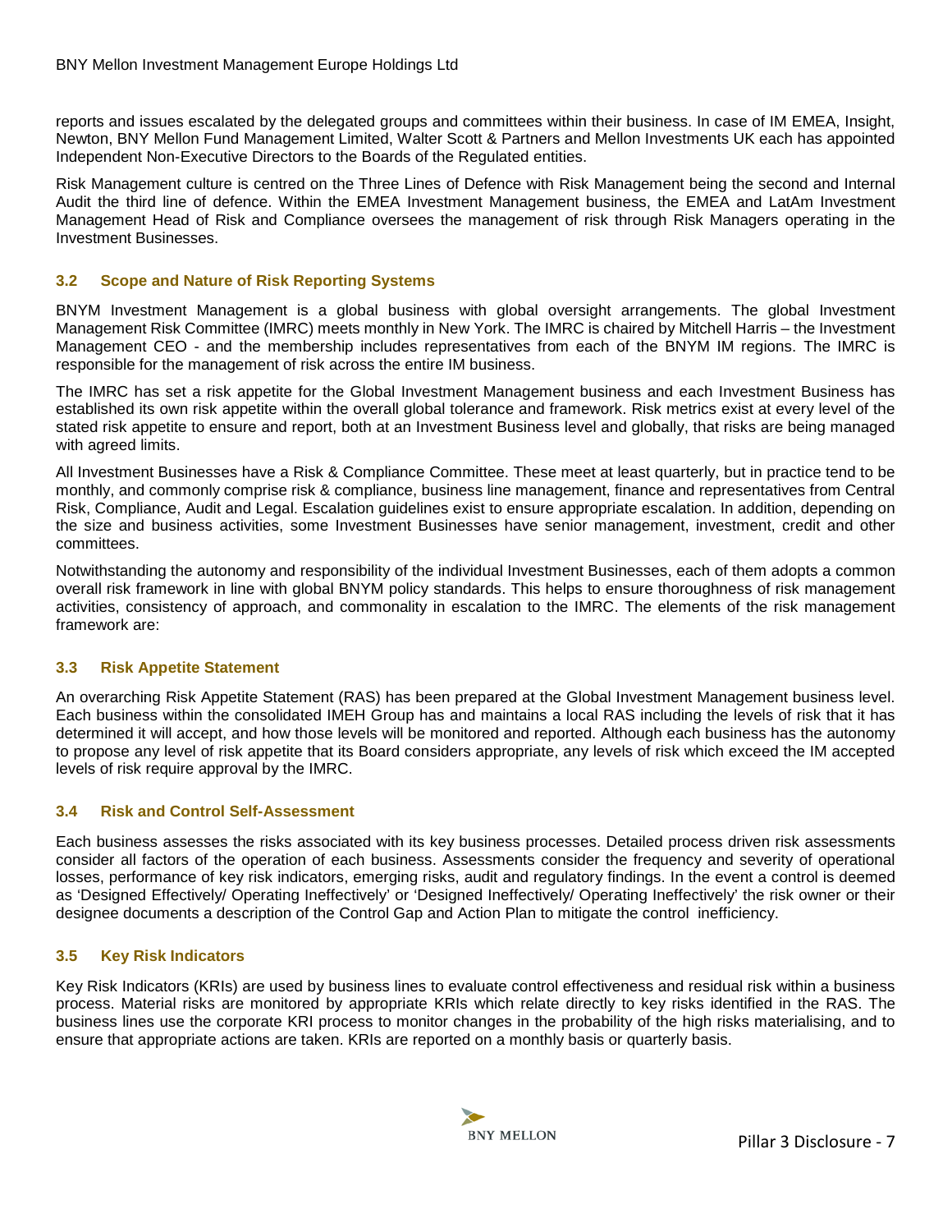reports and issues escalated by the delegated groups and committees within their business. In case of IM EMEA, Insight, Newton, BNY Mellon Fund Management Limited, Walter Scott & Partners and Mellon Investments UK each has appointed Independent Non-Executive Directors to the Boards of the Regulated entities.

Risk Management culture is centred on the Three Lines of Defence with Risk Management being the second and Internal Audit the third line of defence. Within the EMEA Investment Management business, the EMEA and LatAm Investment Management Head of Risk and Compliance oversees the management of risk through Risk Managers operating in the Investment Businesses.

### 3.2 Scope and Nature of Risk Reporting Systems

BNYM Investment Management is a global business with global oversight arrangements. The global Investment Management Risk Committee (IMRC) meets monthly in New York. The IMRC is chaired by Mitchell Harris – the Investment Management CEO - and the membership includes representatives from each of the BNYM IM regions. The IMRC is responsible for the management of risk across the entire IM business.

The IMRC has set a risk appetite for the Global Investment Management business and each Investment Business has established its own risk appetite within the overall global tolerance and framework. Risk metrics exist at every level of the stated risk appetite to ensure and report, both at an Investment Business level and globally, that risks are being managed with agreed limits.

All Investment Businesses have a Risk & Compliance Committee. These meet at least quarterly, but in practice tend to be monthly, and commonly comprise risk & compliance, business line management, finance and representatives from Central Risk, Compliance, Audit and Legal. Escalation guidelines exist to ensure appropriate escalation. In addition, depending on the size and business activities, some Investment Businesses have senior management, investment, credit and other committees.

Notwithstanding the autonomy and responsibility of the individual Investment Businesses, each of them adopts a common overall risk framework in line with global BNYM policy standards. This helps to ensure thoroughness of risk management activities, consistency of approach, and commonality in escalation to the IMRC. The elements of the risk management framework are:

### 3.3 Risk Appetite Statement

An overarching Risk Appetite Statement (RAS) has been prepared at the Global Investment Management business level. Each business within the consolidated IMEH Group has and maintains a local RAS including the levels of risk that it has determined it will accept, and how those levels will be monitored and reported. Although each business has the autonomy to propose any level of risk appetite that its Board considers appropriate, any levels of risk which exceed the IM accepted levels of risk require approval by the IMRC.

### 3.4 Risk and Control Self-Assessment

Each business assesses the risks associated with its key business processes. Detailed process driven risk assessments consider all factors of the operation of each business. Assessments consider the frequency and severity of operational losses, performance of key risk indicators, emerging risks, audit and regulatory findings. In the event a control is deemed as 'Designed Effectively/ Operating Ineffectively' or 'Designed Ineffectively/ Operating Ineffectively' the risk owner or their designee documents a description of the Control Gap and Action Plan to mitigate the control inefficiency.

### 3.5 Key Risk Indicators

Key Risk Indicators (KRIs) are used by business lines to evaluate control effectiveness and residual risk within a business process. Material risks are monitored by appropriate KRIs which relate directly to key risks identified in the RAS. The business lines use the corporate KRI process to monitor changes in the probability of the high risks materialising, and to ensure that appropriate actions are taken. KRIs are reported on a monthly basis or quarterly basis.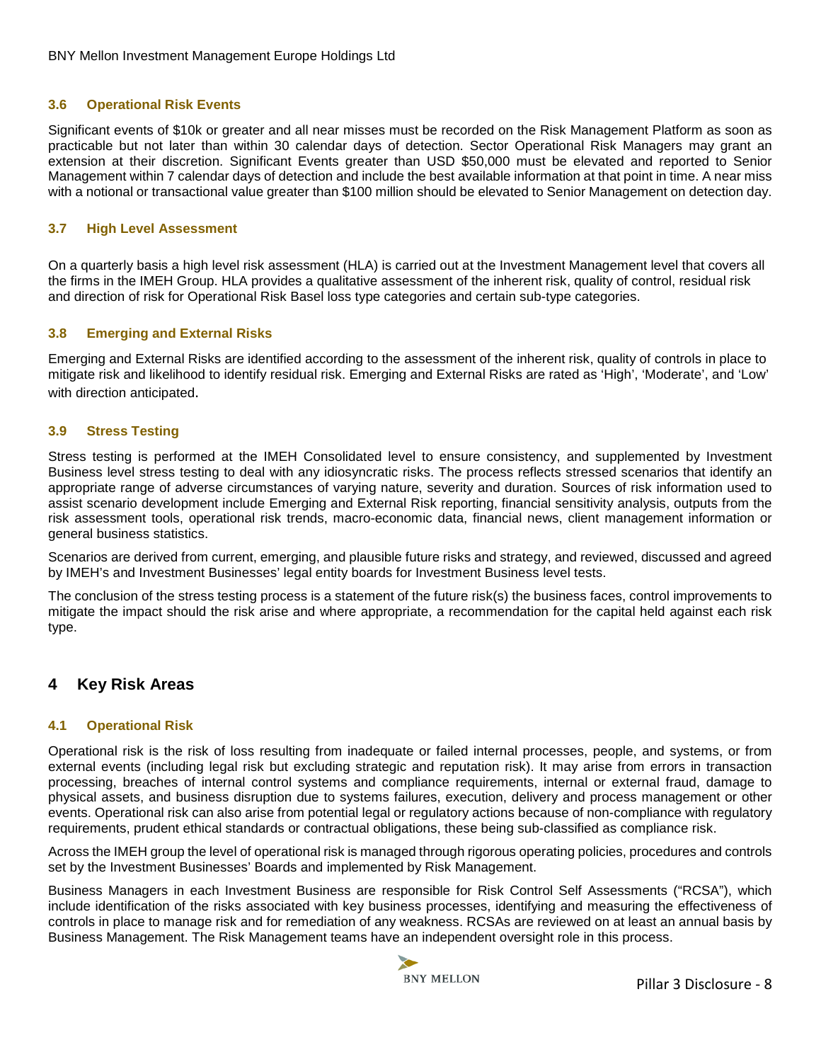### 3.6 Operational Risk Events

Significant events of $10k or greater and all near misses must be recorded on the Risk Management Platform as soon as practicable but not later than within 30 calendar days of detection. Sector Operational Risk Managers may grant an extension at their discretion. Significant Events greater than USD $50,000 must be elevated and reported to Senior Management within 7 calendar days of detection and include the best available information at that point in time. A near miss with a notional or transactional value greater than $100 million should be elevated to Senior Management on detection day.

### 3.7 High Level Assessment

On a quarterly basis a high level risk assessment (HLA) is carried out at the Investment Management level that covers all the firms in the IMEH Group. HLA provides a qualitative assessment of the inherent risk, quality of control, residual risk and direction of risk for Operational Risk Basel loss type categories and certain sub-type categories.

### 3.8 Emerging and External Risks

Emerging and External Risks are identified according to the assessment of the inherent risk, quality of controls in place to mitigate risk and likelihood to identify residual risk. Emerging and External Risks are rated as 'High', 'Moderate', and 'Low' with direction anticipated.

### 3.9 Stress Testing

Stress testing is performed at the IMEH Consolidated level to ensure consistency, and supplemented by Investment Business level stress testing to deal with any idiosyncratic risks. The process reflects stressed scenarios that identify an appropriate range of adverse circumstances of varying nature, severity and duration. Sources of risk information used to assist scenario development include Emerging and External Risk reporting, financial sensitivity analysis, outputs from the risk assessment tools, operational risk trends, macro-economic data, financial news, client management information or general business statistics.

Scenarios are derived from current, emerging, and plausible future risks and strategy, and reviewed, discussed and agreed by IMEH's and Investment Businesses' legal entity boards for Investment Business level tests.

The conclusion of the stress testing process is a statement of the future risk(s) the business faces, control improvements to mitigate the impact should the risk arise and where appropriate, a recommendation for the capital held against each risk type.

## 4 Key Risk Areas

### 4.1 Operational Risk

Operational risk is the risk of loss resulting from inadequate or failed internal processes, people, and systems, or from external events (including legal risk but excluding strategic and reputation risk). It may arise from errors in transaction processing, breaches of internal control systems and compliance requirements, internal or external fraud, damage to physical assets, and business disruption due to systems failures, execution, delivery and process management or other events. Operational risk can also arise from potential legal or regulatory actions because of non-compliance with regulatory requirements, prudent ethical standards or contractual obligations, these being sub-classified as compliance risk.

Across the IMEH group the level of operational risk is managed through rigorous operating policies, procedures and controls set by the Investment Businesses' Boards and implemented by Risk Management.

Business Managers in each Investment Business are responsible for Risk Control Self Assessments ("RCSA"), which include identification of the risks associated with key business processes, identifying and measuring the effectiveness of controls in place to manage risk and for remediation of any weakness. RCSAs are reviewed on at least an annual basis by Business Management. The Risk Management teams have an independent oversight role in this process.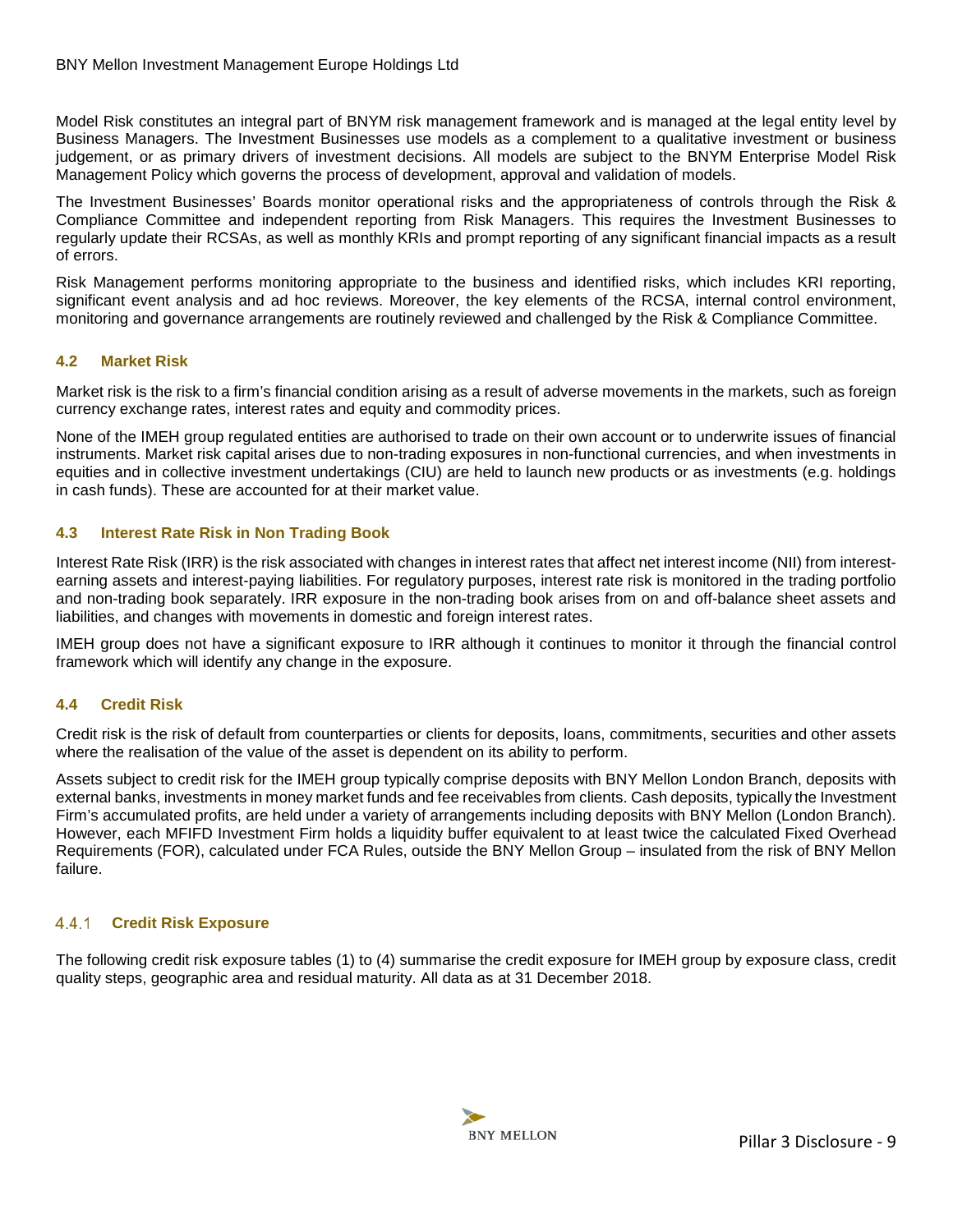Model Risk constitutes an integral part of BNYM risk management framework and is managed at the legal entity level by Business Managers. The Investment Businesses use models as a complement to a qualitative investment or business judgement, or as primary drivers of investment decisions. All models are subject to the BNYM Enterprise Model Risk Management Policy which governs the process of development, approval and validation of models.

The Investment Businesses' Boards monitor operational risks and the appropriateness of controls through the Risk & Compliance Committee and independent reporting from Risk Managers. This requires the Investment Businesses to regularly update their RCSAs, as well as monthly KRIs and prompt reporting of any significant financial impacts as a result of errors.

Risk Management performs monitoring appropriate to the business and identified risks, which includes KRI reporting, significant event analysis and ad hoc reviews. Moreover, the key elements of the RCSA, internal control environment, monitoring and governance arrangements are routinely reviewed and challenged by the Risk & Compliance Committee.

## 4.2 Market Risk

Market risk is the risk to a firm's financial condition arising as a result of adverse movements in the markets, such as foreign currency exchange rates, interest rates and equity and commodity prices.

None of the IMEH group regulated entities are authorised to trade on their own account or to underwrite issues of financial instruments. Market risk capital arises due to non-trading exposures in non-functional currencies, and when investments in equities and in collective investment undertakings (CIU) are held to launch new products or as investments (e.g. holdings in cash funds). These are accounted for at their market value.

## 4.3 Interest Rate Risk in Non Trading Book

Interest Rate Risk (IRR) is the risk associated with changes in interest rates that affect net interest income (NII) from interest-earning assets and interest-paying liabilities. For regulatory purposes, interest rate risk is monitored in the trading portfolio and non-trading book separately. IRR exposure in the non-trading book arises from on and off-balance sheet assets and liabilities, and changes with movements in domestic and foreign interest rates.

IMEH group does not have a significant exposure to IRR although it continues to monitor it through the financial control framework which will identify any change in the exposure.

## 4.4 Credit Risk

Credit risk is the risk of default from counterparties or clients for deposits, loans, commitments, securities and other assets where the realisation of the value of the asset is dependent on its ability to perform.

Assets subject to credit risk for the IMEH group typically comprise deposits with BNY Mellon London Branch, deposits with external banks, investments in money market funds and fee receivables from clients. Cash deposits, typically the Investment Firm's accumulated profits, are held under a variety of arrangements including deposits with BNY Mellon (London Branch). However, each MFIFD Investment Firm holds a liquidity buffer equivalent to at least twice the calculated Fixed Overhead Requirements (FOR), calculated under FCA Rules, outside the BNY Mellon Group – insulated from the risk of BNY Mellon failure.

### 4.4.1 Credit Risk Exposure

The following credit risk exposure tables (1) to (4) summarise the credit exposure for IMEH group by exposure class, credit quality steps, geographic area and residual maturity. All data as at 31 December 2018.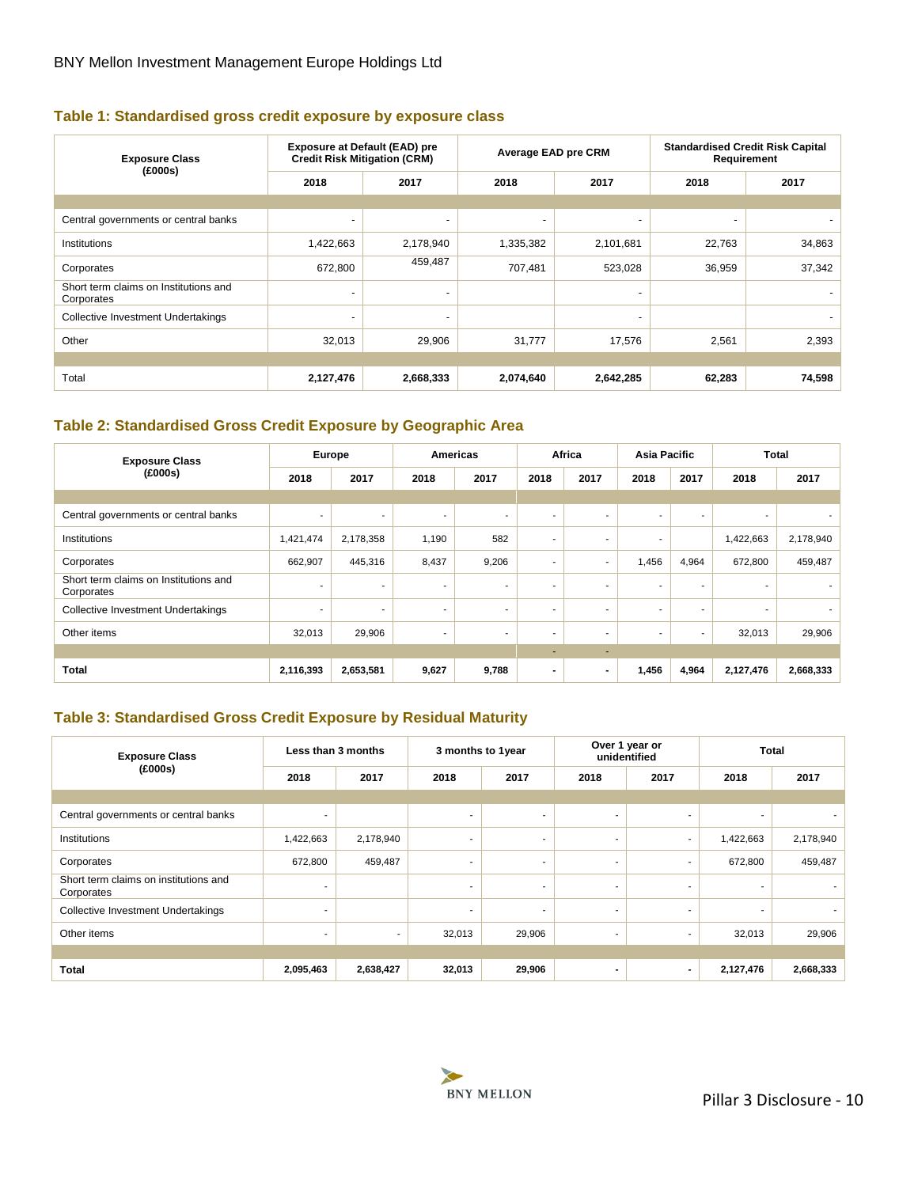### Table 1: Standardised gross credit exposure by exposure class

| Exposure Class (£000s) | Exposure at Default (EAD) pre Credit Risk Mitigation (CRM) | | Average EAD pre CRM | | Standardised Credit Risk Capital Requirement | |
|---|---|---|---|---|---|---|
| | 2018 | 2017 | 2018 | 2017 | 2018 | 2017 |
| Central governments or central banks | - | - | - | - | - | - |
| Institutions | 1,422,663 | 2,178,940 | 1,335,382 | 2,101,681 | 22,763 | 34,863 |
| Corporates | 672,800 | 459,487 | 707,481 | 523,028 | 36,959 | 37,342 |
| Short term claims on Institutions and Corporates | - | - | | - | | - |
| Collective Investment Undertakings | - | - | | - | | - |
| Other | 32,013 | 29,906 | 31,777 | 17,576 | 2,561 | 2,393 |
| Total | **2,127,476** | **2,668,333** | **2,074,640** | **2,642,285** | **62,283** | **74,598** |

### Table 2: Standardised Gross Credit Exposure by Geographic Area

| Exposure Class (£000s) | Europe | | Americas | | Africa | | Asia Pacific | | Total | |
|---|---|---|---|---|---|---|---|---|---|---|
| | 2018 | 2017 | 2018 | 2017 | 2018 | 2017 | 2018 | 2017 | 2018 | 2017 |
| Central governments or central banks | - | - | - | - | - | - | - | - | - | - |
| Institutions | 1,421,474 | 2,178,358 | 1,190 | 582 | - | - | - | | 1,422,663 | 2,178,940 |
| Corporates | 662,907 | 445,316 | 8,437 | 9,206 | - | - | 1,456 | 4,964 | 672,800 | 459,487 |
| Short term claims on Institutions and Corporates | - | - | - | - | - | - | - | - | - | - |
| Collective Investment Undertakings | - | - | - | - | - | - | - | - | - | - |
| Other items | 32,013 | 29,906 | - | - | - | - | - | - | 32,013 | 29,906 |
| **Total** | **2,116,393** | **2,653,581** | **9,627** | **9,788** | **-** | **-** | **1,456** | **4,964** | **2,127,476** | **2,668,333** |

### Table 3: Standardised Gross Credit Exposure by Residual Maturity

| Exposure Class (£000s) | Less than 3 months | | 3 months to 1year | | Over 1 year or unidentified | | Total | |
|---|---|---|---|---|---|---|---|---|
| | 2018 | 2017 | 2018 | 2017 | 2018 | 2017 | 2018 | 2017 |
| Central governments or central banks | - | | - | - | - | - | - | - |
| Institutions | 1,422,663 | 2,178,940 | - | - | - | - | 1,422,663 | 2,178,940 |
| Corporates | 672,800 | 459,487 | - | - | - | - | 672,800 | 459,487 |
| Short term claims on institutions and Corporates | - | | - | - | - | - | - | - |
| Collective Investment Undertakings | - | | - | - | - | - | - | - |
| Other items | - | - | 32,013 | 29,906 | - | - | 32,013 | 29,906 |
| **Total** | **2,095,463** | **2,638,427** | **32,013** | **29,906** | **-** | **-** | **2,127,476** | **2,668,333** |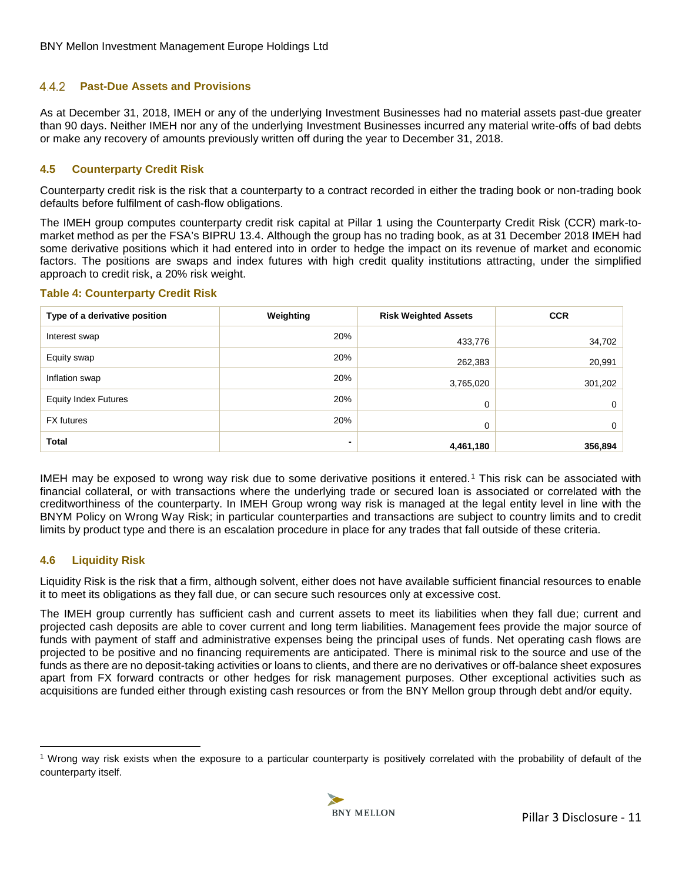### 4.4.2 Past-Due Assets and Provisions

As at December 31, 2018, IMEH or any of the underlying Investment Businesses had no material assets past-due greater than 90 days. Neither IMEH nor any of the underlying Investment Businesses incurred any material write-offs of bad debts or make any recovery of amounts previously written off during the year to December 31, 2018.

## 4.5 Counterparty Credit Risk

Counterparty credit risk is the risk that a counterparty to a contract recorded in either the trading book or non-trading book defaults before fulfilment of cash-flow obligations.

The IMEH group computes counterparty credit risk capital at Pillar 1 using the Counterparty Credit Risk (CCR) mark-to-market method as per the FSA's BIPRU 13.4. Although the group has no trading book, as at 31 December 2018 IMEH had some derivative positions which it had entered into in order to hedge the impact on its revenue of market and economic factors. The positions are swaps and index futures with high credit quality institutions attracting, under the simplified approach to credit risk, a 20% risk weight.

**Table 4: Counterparty Credit Risk**

| Type of a derivative position | Weighting | Risk Weighted Assets | CCR |
|---|---|---|---|
| Interest swap | 20% | 433,776 | 34,702 |
| Equity swap | 20% | 262,383 | 20,991 |
| Inflation swap | 20% | 3,765,020 | 301,202 |
| Equity Index Futures | 20% | 0 | 0 |
| FX futures | 20% | 0 | 0 |
| **Total** | - | **4,461,180** | **356,894** |

IMEH may be exposed to wrong way risk due to some derivative positions it entered.[1] This risk can be associated with financial collateral, or with transactions where the underlying trade or secured loan is associated or correlated with the creditworthiness of the counterparty. In IMEH Group wrong way risk is managed at the legal entity level in line with the BNYM Policy on Wrong Way Risk; in particular counterparties and transactions are subject to country limits and to credit limits by product type and there is an escalation procedure in place for any trades that fall outside of these criteria.

## 4.6 Liquidity Risk

Liquidity Risk is the risk that a firm, although solvent, either does not have available sufficient financial resources to enable it to meet its obligations as they fall due, or can secure such resources only at excessive cost.

The IMEH group currently has sufficient cash and current assets to meet its liabilities when they fall due; current and projected cash deposits are able to cover current and long term liabilities. Management fees provide the major source of funds with payment of staff and administrative expenses being the principal uses of funds. Net operating cash flows are projected to be positive and no financing requirements are anticipated. There is minimal risk to the source and use of the funds as there are no deposit-taking activities or loans to clients, and there are no derivatives or off-balance sheet exposures apart from FX forward contracts or other hedges for risk management purposes. Other exceptional activities such as acquisitions are funded either through existing cash resources or from the BNY Mellon group through debt and/or equity.

[1] Wrong way risk exists when the exposure to a particular counterparty is positively correlated with the probability of default of the counterparty itself.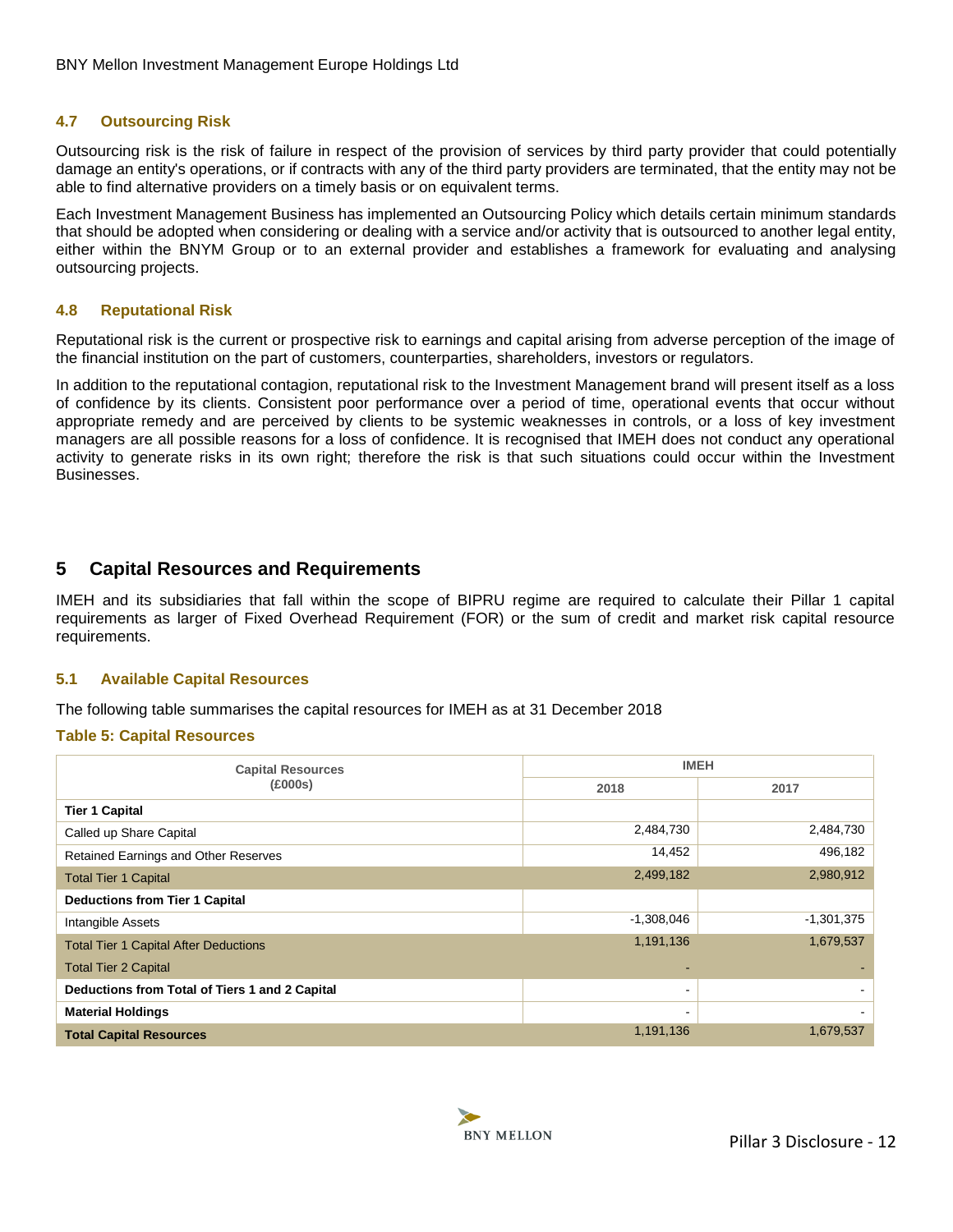### 4.7 Outsourcing Risk

Outsourcing risk is the risk of failure in respect of the provision of services by third party provider that could potentially damage an entity's operations, or if contracts with any of the third party providers are terminated, that the entity may not be able to find alternative providers on a timely basis or on equivalent terms.

Each Investment Management Business has implemented an Outsourcing Policy which details certain minimum standards that should be adopted when considering or dealing with a service and/or activity that is outsourced to another legal entity, either within the BNYM Group or to an external provider and establishes a framework for evaluating and analysing outsourcing projects.

### 4.8 Reputational Risk

Reputational risk is the current or prospective risk to earnings and capital arising from adverse perception of the image of the financial institution on the part of customers, counterparties, shareholders, investors or regulators.

In addition to the reputational contagion, reputational risk to the Investment Management brand will present itself as a loss of confidence by its clients. Consistent poor performance over a period of time, operational events that occur without appropriate remedy and are perceived by clients to be systemic weaknesses in controls, or a loss of key investment managers are all possible reasons for a loss of confidence. It is recognised that IMEH does not conduct any operational activity to generate risks in its own right; therefore the risk is that such situations could occur within the Investment Businesses.

## 5 Capital Resources and Requirements

IMEH and its subsidiaries that fall within the scope of BIPRU regime are required to calculate their Pillar 1 capital requirements as larger of Fixed Overhead Requirement (FOR) or the sum of credit and market risk capital resource requirements.

### 5.1 Available Capital Resources

The following table summarises the capital resources for IMEH as at 31 December 2018

**Table 5: Capital Resources**

| Capital Resources (£000s) | IMEH | |
|---|---|---|
| | 2018 | 2017 |
| **Tier 1 Capital** | | |
| Called up Share Capital | 2,484,730 | 2,484,730 |
| Retained Earnings and Other Reserves | 14,452 | 496,182 |
| Total Tier 1 Capital | 2,499,182 | 2,980,912 |
| **Deductions from Tier 1 Capital** | | |
| Intangible Assets | -1,308,046 | -1,301,375 |
| Total Tier 1 Capital After Deductions | 1,191,136 | 1,679,537 |
| Total Tier 2 Capital | - | - |
| **Deductions from Total of Tiers 1 and 2 Capital** | - | - |
| **Material Holdings** | - | - |
| **Total Capital Resources** | 1,191,136 | 1,679,537 |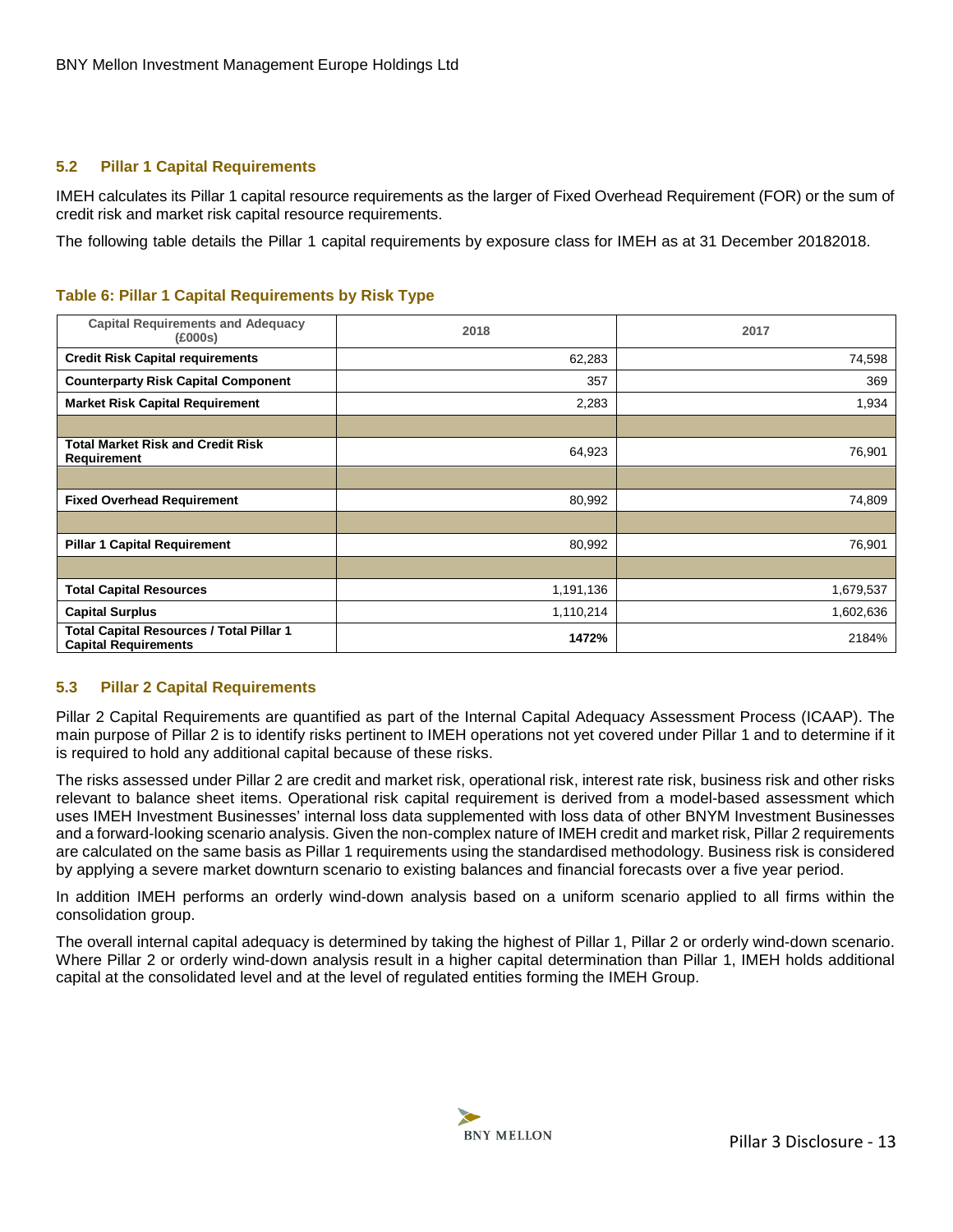## 5.2 Pillar 1 Capital Requirements

IMEH calculates its Pillar 1 capital resource requirements as the larger of Fixed Overhead Requirement (FOR) or the sum of credit risk and market risk capital resource requirements.

The following table details the Pillar 1 capital requirements by exposure class for IMEH as at 31 December 20182018.

### Table 6: Pillar 1 Capital Requirements by Risk Type

| Capital Requirements and Adequacy (£000s) | 2018 | 2017 |
|---|---|---|
| **Credit Risk Capital requirements** | 62,283 | 74,598 |
| **Counterparty Risk Capital Component** | 357 | 369 |
| **Market Risk Capital Requirement** | 2,283 | 1,934 |
| | | |
| **Total Market Risk and Credit Risk Requirement** | 64,923 | 76,901 |
| | | |
| **Fixed Overhead Requirement** | 80,992 | 74,809 |
| | | |
| **Pillar 1 Capital Requirement** | 80,992 | 76,901 |
| | | |
| **Total Capital Resources** | 1,191,136 | 1,679,537 |
| **Capital Surplus** | 1,110,214 | 1,602,636 |
| **Total Capital Resources / Total Pillar 1 Capital Requirements** | **1472%** | 2184% |

## 5.3 Pillar 2 Capital Requirements

Pillar 2 Capital Requirements are quantified as part of the Internal Capital Adequacy Assessment Process (ICAAP). The main purpose of Pillar 2 is to identify risks pertinent to IMEH operations not yet covered under Pillar 1 and to determine if it is required to hold any additional capital because of these risks.

The risks assessed under Pillar 2 are credit and market risk, operational risk, interest rate risk, business risk and other risks relevant to balance sheet items. Operational risk capital requirement is derived from a model-based assessment which uses IMEH Investment Businesses' internal loss data supplemented with loss data of other BNYM Investment Businesses and a forward-looking scenario analysis. Given the non-complex nature of IMEH credit and market risk, Pillar 2 requirements are calculated on the same basis as Pillar 1 requirements using the standardised methodology. Business risk is considered by applying a severe market downturn scenario to existing balances and financial forecasts over a five year period.

In addition IMEH performs an orderly wind-down analysis based on a uniform scenario applied to all firms within the consolidation group.

The overall internal capital adequacy is determined by taking the highest of Pillar 1, Pillar 2 or orderly wind-down scenario. Where Pillar 2 or orderly wind-down analysis result in a higher capital determination than Pillar 1, IMEH holds additional capital at the consolidated level and at the level of regulated entities forming the IMEH Group.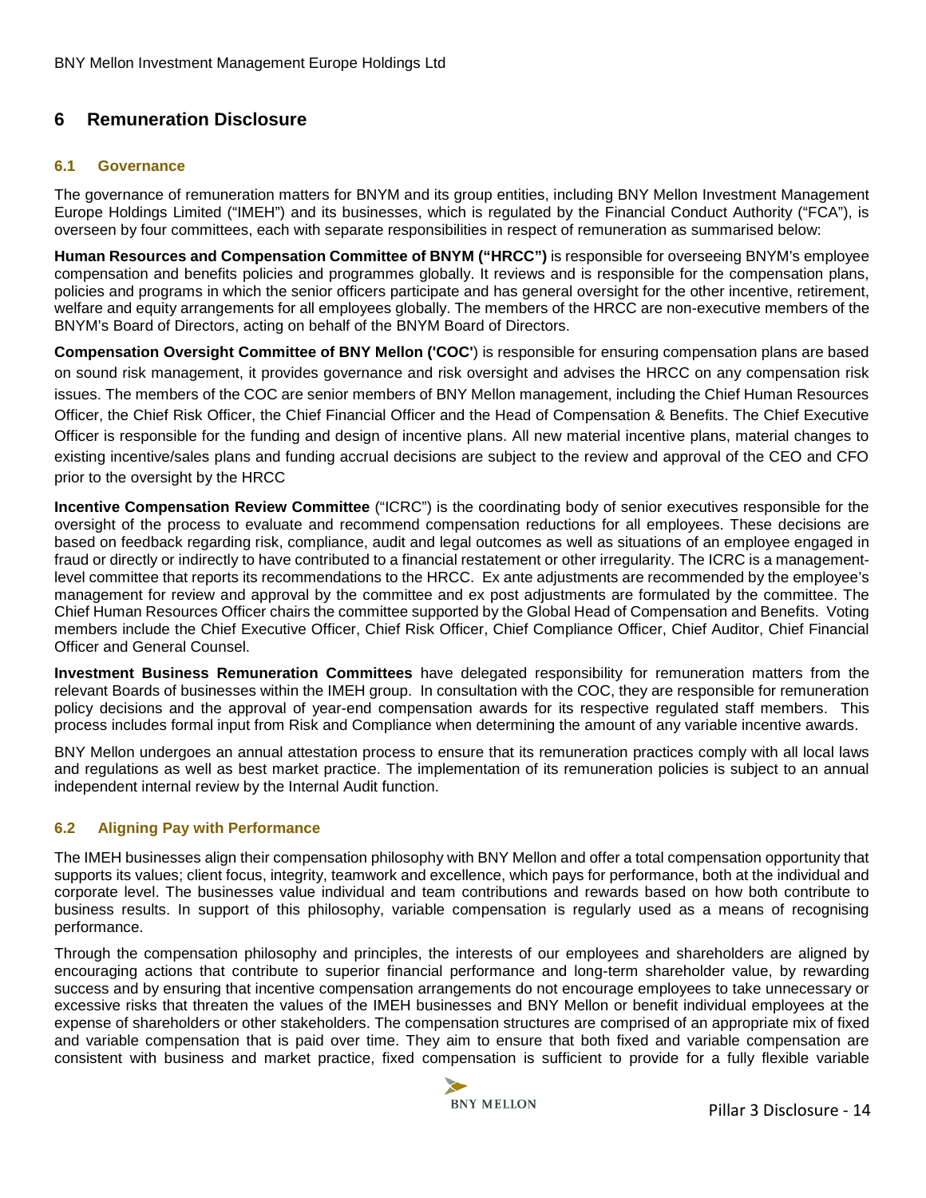# 6 Remuneration Disclosure

## 6.1 Governance

The governance of remuneration matters for BNYM and its group entities, including BNY Mellon Investment Management Europe Holdings Limited ("IMEH") and its businesses, which is regulated by the Financial Conduct Authority ("FCA"), is overseen by four committees, each with separate responsibilities in respect of remuneration as summarised below:

**Human Resources and Compensation Committee of BNYM ("HRCC")** is responsible for overseeing BNYM's employee compensation and benefits policies and programmes globally. It reviews and is responsible for the compensation plans, policies and programs in which the senior officers participate and has general oversight for the other incentive, retirement, welfare and equity arrangements for all employees globally. The members of the HRCC are non-executive members of the BNYM's Board of Directors, acting on behalf of the BNYM Board of Directors.

**Compensation Oversight Committee of BNY Mellon ('COC'**) is responsible for ensuring compensation plans are based on sound risk management, it provides governance and risk oversight and advises the HRCC on any compensation risk issues. The members of the COC are senior members of BNY Mellon management, including the Chief Human Resources Officer, the Chief Risk Officer, the Chief Financial Officer and the Head of Compensation & Benefits. The Chief Executive Officer is responsible for the funding and design of incentive plans. All new material incentive plans, material changes to existing incentive/sales plans and funding accrual decisions are subject to the review and approval of the CEO and CFO prior to the oversight by the HRCC

**Incentive Compensation Review Committee** ("ICRC") is the coordinating body of senior executives responsible for the oversight of the process to evaluate and recommend compensation reductions for all employees. These decisions are based on feedback regarding risk, compliance, audit and legal outcomes as well as situations of an employee engaged in fraud or directly or indirectly to have contributed to a financial restatement or other irregularity. The ICRC is a management-level committee that reports its recommendations to the HRCC. Ex ante adjustments are recommended by the employee's management for review and approval by the committee and ex post adjustments are formulated by the committee. The Chief Human Resources Officer chairs the committee supported by the Global Head of Compensation and Benefits. Voting members include the Chief Executive Officer, Chief Risk Officer, Chief Compliance Officer, Chief Auditor, Chief Financial Officer and General Counsel.

**Investment Business Remuneration Committees** have delegated responsibility for remuneration matters from the relevant Boards of businesses within the IMEH group. In consultation with the COC, they are responsible for remuneration policy decisions and the approval of year-end compensation awards for its respective regulated staff members. This process includes formal input from Risk and Compliance when determining the amount of any variable incentive awards.

BNY Mellon undergoes an annual attestation process to ensure that its remuneration practices comply with all local laws and regulations as well as best market practice. The implementation of its remuneration policies is subject to an annual independent internal review by the Internal Audit function.

## 6.2 Aligning Pay with Performance

The IMEH businesses align their compensation philosophy with BNY Mellon and offer a total compensation opportunity that supports its values; client focus, integrity, teamwork and excellence, which pays for performance, both at the individual and corporate level. The businesses value individual and team contributions and rewards based on how both contribute to business results. In support of this philosophy, variable compensation is regularly used as a means of recognising performance.

Through the compensation philosophy and principles, the interests of our employees and shareholders are aligned by encouraging actions that contribute to superior financial performance and long-term shareholder value, by rewarding success and by ensuring that incentive compensation arrangements do not encourage employees to take unnecessary or excessive risks that threaten the values of the IMEH businesses and BNY Mellon or benefit individual employees at the expense of shareholders or other stakeholders. The compensation structures are comprised of an appropriate mix of fixed and variable compensation that is paid over time. They aim to ensure that both fixed and variable compensation are consistent with business and market practice, fixed compensation is sufficient to provide for a fully flexible variable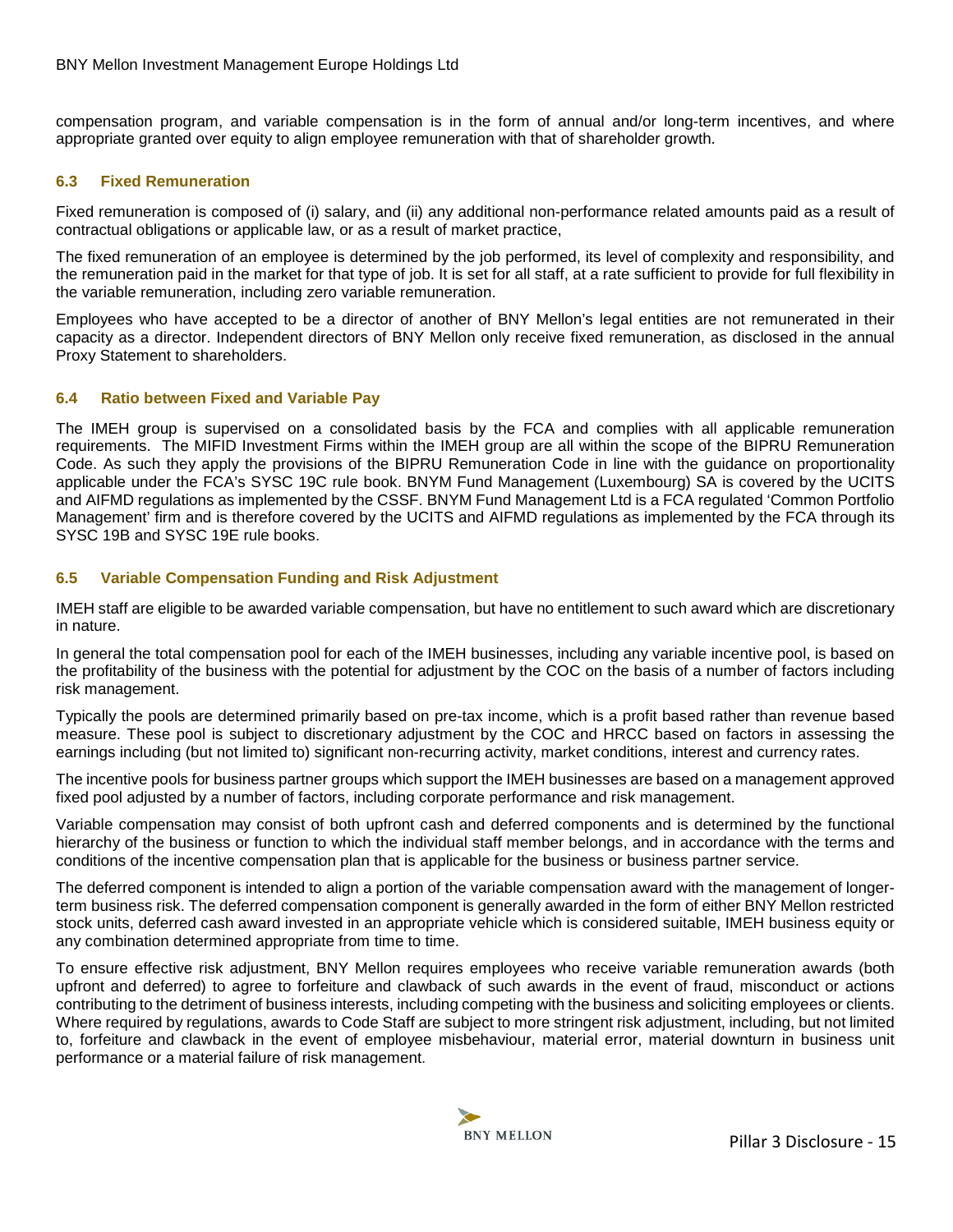compensation program, and variable compensation is in the form of annual and/or long-term incentives, and where appropriate granted over equity to align employee remuneration with that of shareholder growth.

### 6.3 Fixed Remuneration

Fixed remuneration is composed of (i) salary, and (ii) any additional non-performance related amounts paid as a result of contractual obligations or applicable law, or as a result of market practice,

The fixed remuneration of an employee is determined by the job performed, its level of complexity and responsibility, and the remuneration paid in the market for that type of job. It is set for all staff, at a rate sufficient to provide for full flexibility in the variable remuneration, including zero variable remuneration.

Employees who have accepted to be a director of another of BNY Mellon's legal entities are not remunerated in their capacity as a director. Independent directors of BNY Mellon only receive fixed remuneration, as disclosed in the annual Proxy Statement to shareholders.

### 6.4 Ratio between Fixed and Variable Pay

The IMEH group is supervised on a consolidated basis by the FCA and complies with all applicable remuneration requirements. The MIFID Investment Firms within the IMEH group are all within the scope of the BIPRU Remuneration Code. As such they apply the provisions of the BIPRU Remuneration Code in line with the guidance on proportionality applicable under the FCA's SYSC 19C rule book. BNYM Fund Management (Luxembourg) SA is covered by the UCITS and AIFMD regulations as implemented by the CSSF. BNYM Fund Management Ltd is a FCA regulated 'Common Portfolio Management' firm and is therefore covered by the UCITS and AIFMD regulations as implemented by the FCA through its SYSC 19B and SYSC 19E rule books.

### 6.5 Variable Compensation Funding and Risk Adjustment

IMEH staff are eligible to be awarded variable compensation, but have no entitlement to such award which are discretionary in nature.

In general the total compensation pool for each of the IMEH businesses, including any variable incentive pool, is based on the profitability of the business with the potential for adjustment by the COC on the basis of a number of factors including risk management.

Typically the pools are determined primarily based on pre-tax income, which is a profit based rather than revenue based measure. These pool is subject to discretionary adjustment by the COC and HRCC based on factors in assessing the earnings including (but not limited to) significant non-recurring activity, market conditions, interest and currency rates.

The incentive pools for business partner groups which support the IMEH businesses are based on a management approved fixed pool adjusted by a number of factors, including corporate performance and risk management.

Variable compensation may consist of both upfront cash and deferred components and is determined by the functional hierarchy of the business or function to which the individual staff member belongs, and in accordance with the terms and conditions of the incentive compensation plan that is applicable for the business or business partner service.

The deferred component is intended to align a portion of the variable compensation award with the management of longer-term business risk. The deferred compensation component is generally awarded in the form of either BNY Mellon restricted stock units, deferred cash award invested in an appropriate vehicle which is considered suitable, IMEH business equity or any combination determined appropriate from time to time.

To ensure effective risk adjustment, BNY Mellon requires employees who receive variable remuneration awards (both upfront and deferred) to agree to forfeiture and clawback of such awards in the event of fraud, misconduct or actions contributing to the detriment of business interests, including competing with the business and soliciting employees or clients. Where required by regulations, awards to Code Staff are subject to more stringent risk adjustment, including, but not limited to, forfeiture and clawback in the event of employee misbehaviour, material error, material downturn in business unit performance or a material failure of risk management.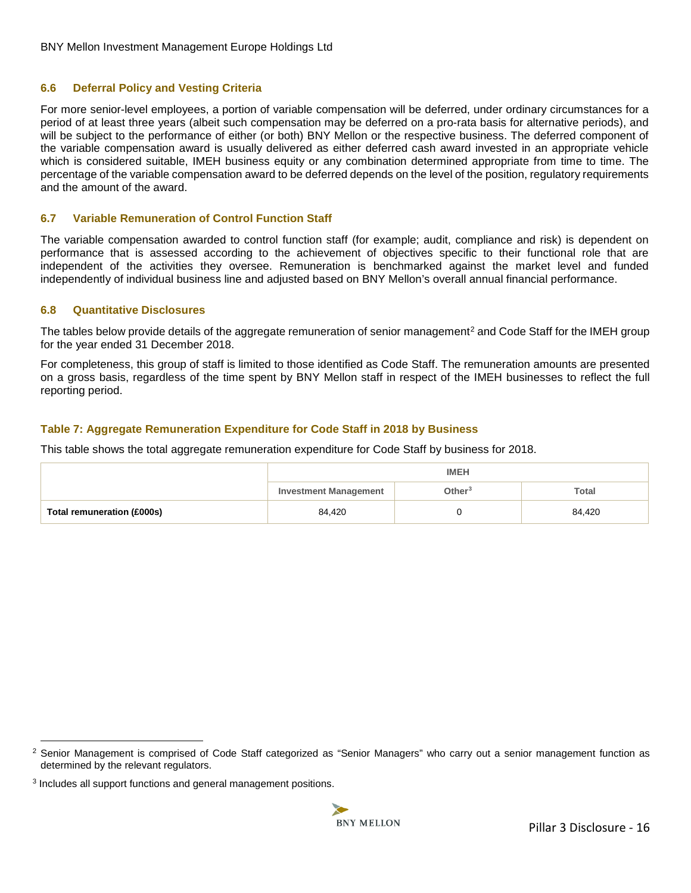### 6.6 Deferral Policy and Vesting Criteria

For more senior-level employees, a portion of variable compensation will be deferred, under ordinary circumstances for a period of at least three years (albeit such compensation may be deferred on a pro-rata basis for alternative periods), and will be subject to the performance of either (or both) BNY Mellon or the respective business. The deferred component of the variable compensation award is usually delivered as either deferred cash award invested in an appropriate vehicle which is considered suitable, IMEH business equity or any combination determined appropriate from time to time. The percentage of the variable compensation award to be deferred depends on the level of the position, regulatory requirements and the amount of the award.

### 6.7 Variable Remuneration of Control Function Staff

The variable compensation awarded to control function staff (for example; audit, compliance and risk) is dependent on performance that is assessed according to the achievement of objectives specific to their functional role that are independent of the activities they oversee. Remuneration is benchmarked against the market level and funded independently of individual business line and adjusted based on BNY Mellon's overall annual financial performance.

### 6.8 Quantitative Disclosures

The tables below provide details of the aggregate remuneration of senior management[2] and Code Staff for the IMEH group for the year ended 31 December 2018.

For completeness, this group of staff is limited to those identified as Code Staff. The remuneration amounts are presented on a gross basis, regardless of the time spent by BNY Mellon staff in respect of the IMEH businesses to reflect the full reporting period.

**Table 7: Aggregate Remuneration Expenditure for Code Staff in 2018 by Business**

This table shows the total aggregate remuneration expenditure for Code Staff by business for 2018.

| | IMEH | | |
|---|---|---|---|
| | Investment Management | Other[3] | Total |
| **Total remuneration (£000s)** | 84,420 | 0 | 84,420 |

[2] Senior Management is comprised of Code Staff categorized as "Senior Managers" who carry out a senior management function as determined by the relevant regulators.

[3] Includes all support functions and general management positions.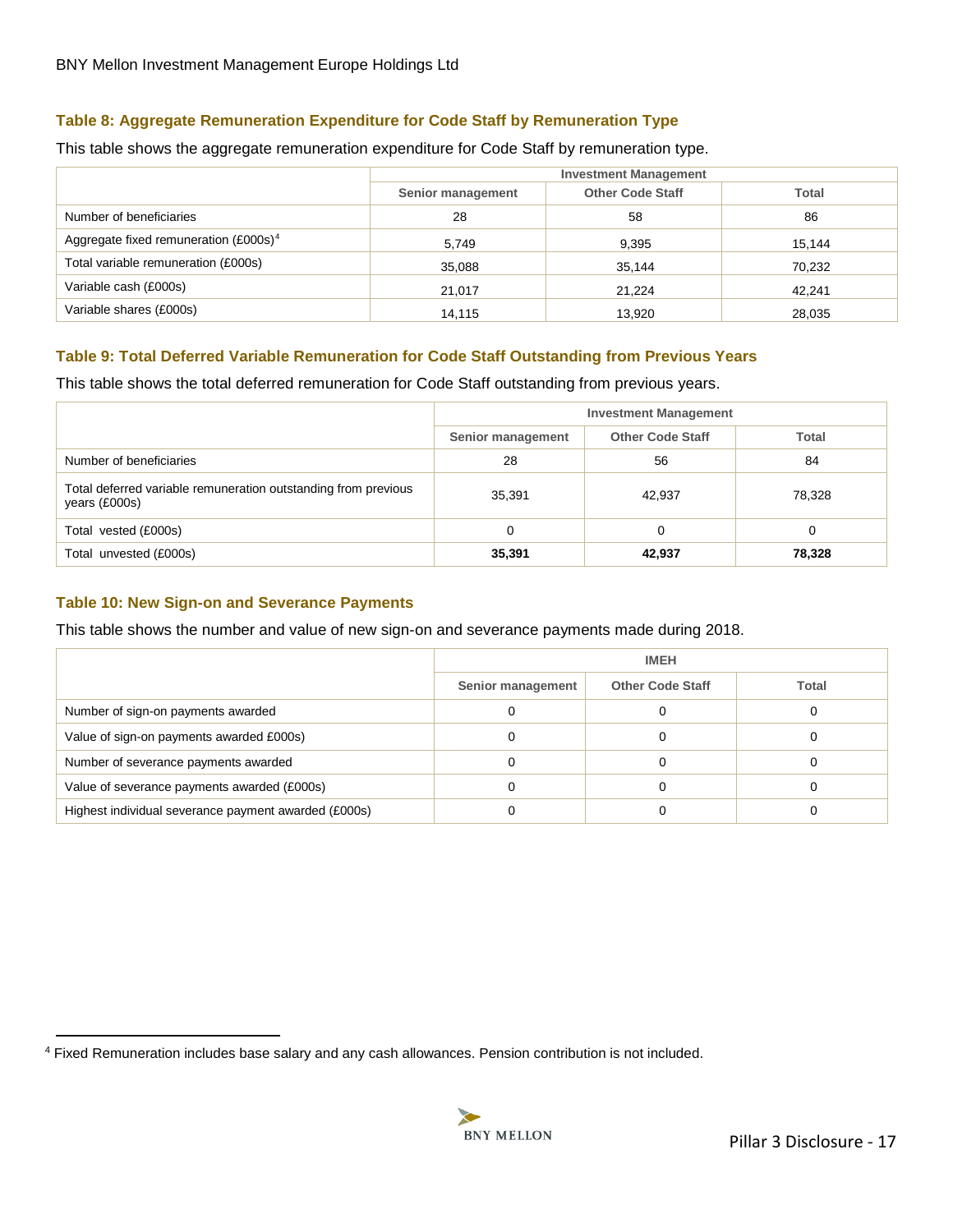### Table 8: Aggregate Remuneration Expenditure for Code Staff by Remuneration Type

This table shows the aggregate remuneration expenditure for Code Staff by remuneration type.

| | Investment Management | | |
|---|---|---|---|
| | Senior management | Other Code Staff | Total |
| Number of beneficiaries | 28 | 58 | 86 |
| Aggregate fixed remuneration (£000s)[4] | 5,749 | 9,395 | 15,144 |
| Total variable remuneration (£000s) | 35,088 | 35,144 | 70,232 |
| Variable cash (£000s) | 21,017 | 21,224 | 42,241 |
| Variable shares (£000s) | 14,115 | 13,920 | 28,035 |

### Table 9: Total Deferred Variable Remuneration for Code Staff Outstanding from Previous Years

This table shows the total deferred remuneration for Code Staff outstanding from previous years.

| | Investment Management | | |
|---|---|---|---|
| | Senior management | Other Code Staff | Total |
| Number of beneficiaries | 28 | 56 | 84 |
| Total deferred variable remuneration outstanding from previous years (£000s) | 35,391 | 42,937 | 78,328 |
| Total vested (£000s) | 0 | 0 | 0 |
| Total unvested (£000s) | **35,391** | **42,937** | **78,328** |

### Table 10: New Sign-on and Severance Payments

This table shows the number and value of new sign-on and severance payments made during 2018.

| | IMEH | | |
|---|---|---|---|
| | Senior management | Other Code Staff | Total |
| Number of sign-on payments awarded | 0 | 0 | 0 |
| Value of sign-on payments awarded £000s) | 0 | 0 | 0 |
| Number of severance payments awarded | 0 | 0 | 0 |
| Value of severance payments awarded (£000s) | 0 | 0 | 0 |
| Highest individual severance payment awarded (£000s) | 0 | 0 | 0 |

[4] Fixed Remuneration includes base salary and any cash allowances. Pension contribution is not included.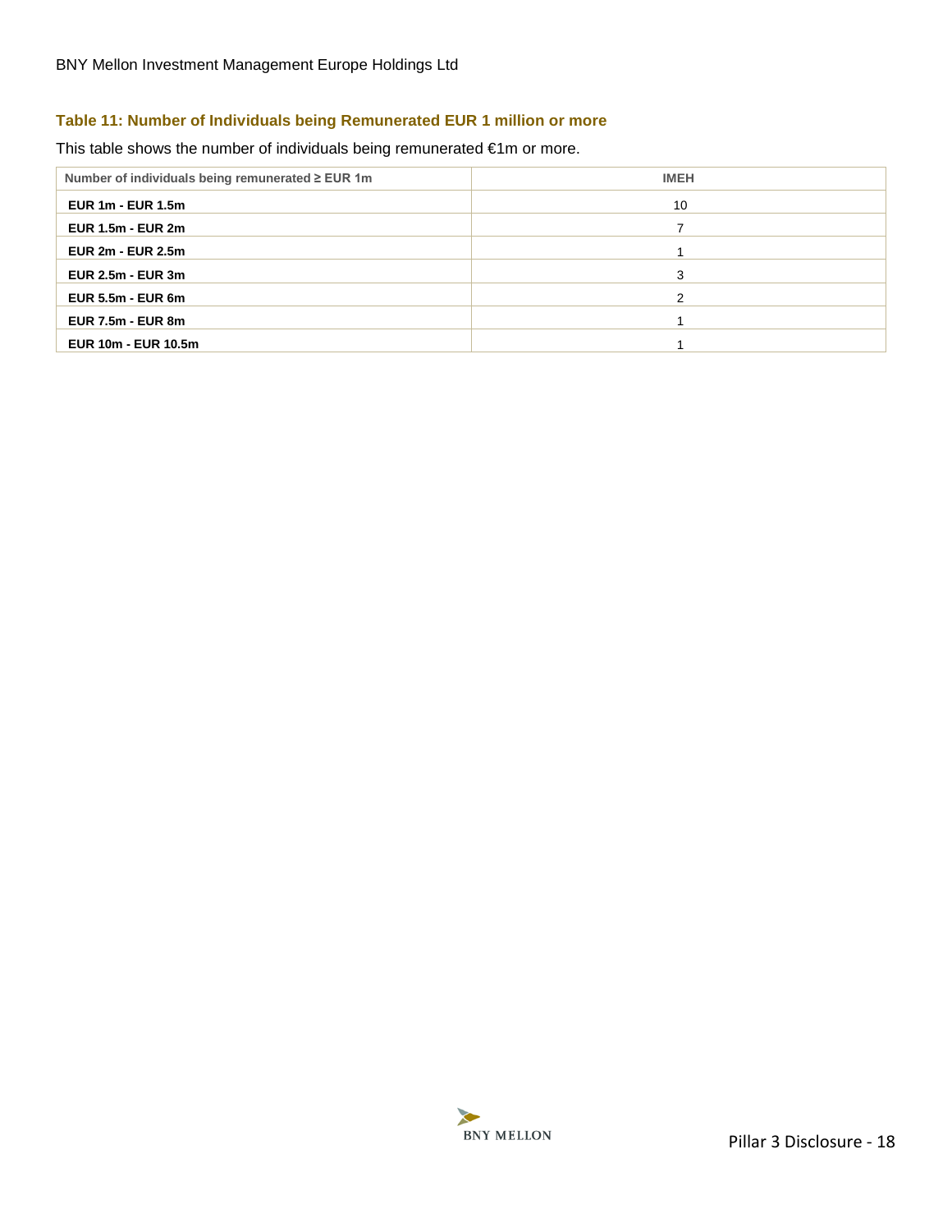### Table 11: Number of Individuals being Remunerated EUR 1 million or more

This table shows the number of individuals being remunerated €1m or more.

| Number of individuals being remunerated ≥ EUR 1m | IMEH |
|---|---|
| **EUR 1m - EUR 1.5m** | 10 |
| **EUR 1.5m - EUR 2m** | 7 |
| **EUR 2m - EUR 2.5m** | 1 |
| **EUR 2.5m - EUR 3m** | 3 |
| **EUR 5.5m - EUR 6m** | 2 |
| **EUR 7.5m - EUR 8m** | 1 |
| **EUR 10m - EUR 10.5m** | 1 |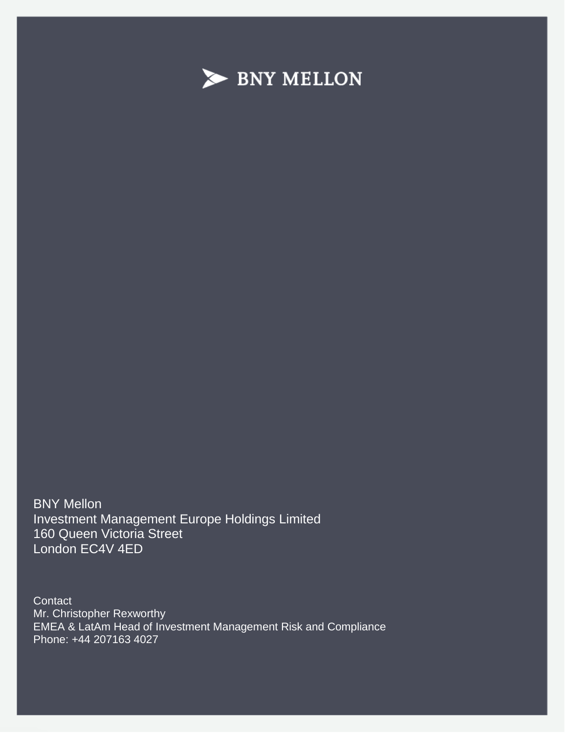BNY MELLON

BNY Mellon
Investment Management Europe Holdings Limited
160 Queen Victoria Street
London EC4V 4ED

Contact
Mr. Christopher Rexworthy
EMEA & LatAm Head of Investment Management Risk and Compliance
Phone: +44 207163 4027